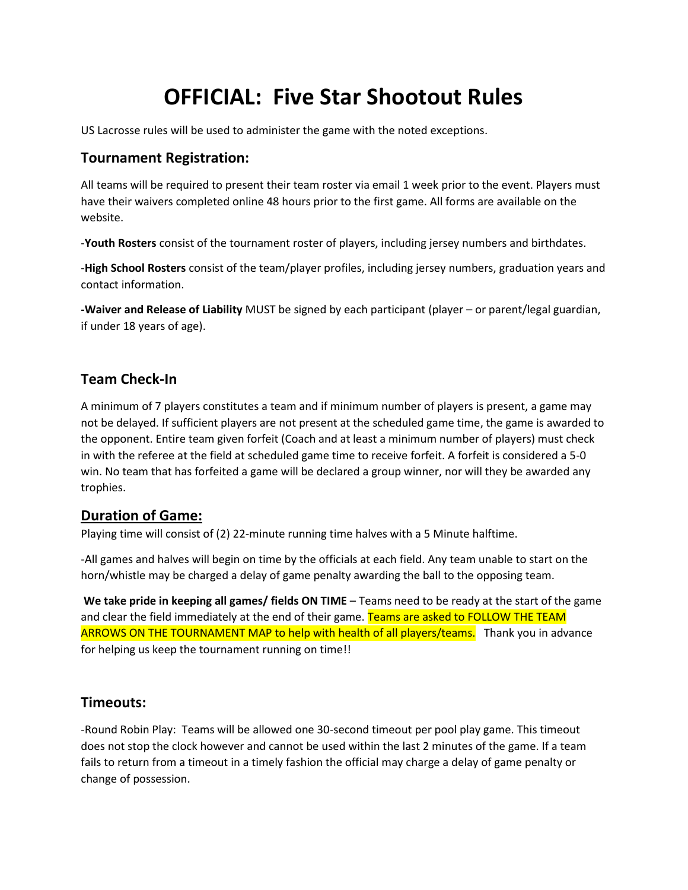# OFFICIAL: Five Star Shootout Rules

US Lacrosse rules will be used to administer the game with the noted exceptions.

## Tournament Registration:

All teams will be required to present their team roster via email 1 week prior to the event. Players must have their waivers completed online 48 hours prior to the first game. All forms are available on the website.

-**Youth Rosters** consist of the tournament roster of players, including jersey numbers and birthdates.

-**High School Rosters** consist of the team/player profiles, including jersey numbers, graduation years and contact information.

**-Waiver and Release of Liability** MUST be signed by each participant (player – or parent/legal guardian, if under 18 years of age).

## Team Check-In

A minimum of 7 players constitutes a team and if minimum number of players is present, a game may not be delayed. If sufficient players are not present at the scheduled game time, the game is awarded to the opponent. Entire team given forfeit (Coach and at least a minimum number of players) must check in with the referee at the field at scheduled game time to receive forfeit. A forfeit is considered a 5-0 win. No team that has forfeited a game will be declared a group winner, nor will they be awarded any trophies.

## Duration of Game:

Playing time will consist of (2) 22-minute running time halves with a 5 Minute halftime.

-All games and halves will begin on time by the officials at each field. Any team unable to start on the horn/whistle may be charged a delay of game penalty awarding the ball to the opposing team.

**We take pride in keeping all games/ fields ON TIME** – Teams need to be ready at the start of the game and clear the field immediately at the end of their game. Teams are asked to FOLLOW THE TEAM ARROWS ON THE TOURNAMENT MAP to help with health of all players/teams. Thank you in advance for helping us keep the tournament running on time!!

## Timeouts:

-Round Robin Play: Teams will be allowed one 30-second timeout per pool play game. This timeout does not stop the clock however and cannot be used within the last 2 minutes of the game. If a team fails to return from a timeout in a timely fashion the official may charge a delay of game penalty or change of possession.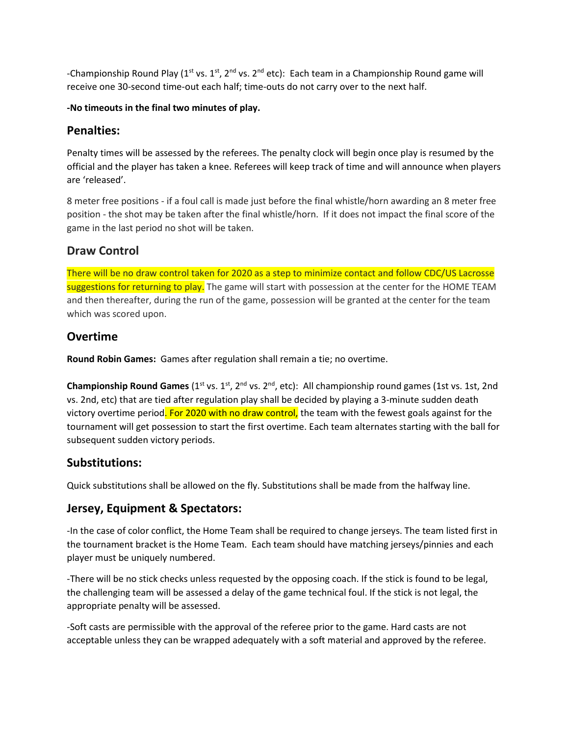-Championship Round Play (1st vs. 1st, 2nd vs. 2nd etc): Each team in a Championship Round game will receive one 30-second time-out each half; time-outs do not carry over to the next half.

**-No timeouts in the final two minutes of play.**

## Penalties:

Penalty times will be assessed by the referees. The penalty clock will begin once play is resumed by the official and the player has taken a knee. Referees will keep track of time and will announce when players are 'released'.

8 meter free positions - if a foul call is made just before the final whistle/horn awarding an 8 meter free position - the shot may be taken after the final whistle/horn. If it does not impact the final score of the game in the last period no shot will be taken.

## Draw Control

There will be no draw control taken for 2020 as a step to minimize contact and follow CDC/US Lacrosse suggestions for returning to play. The game will start with possession at the center for the HOME TEAM and then thereafter, during the run of the game, possession will be granted at the center for the team which was scored upon.

## Overtime

**Round Robin Games:** Games after regulation shall remain a tie; no overtime.

**Championship Round Games** (1st vs. 1st, 2nd vs. 2nd, etc): All championship round games (1st vs. 1st, 2nd vs. 2nd, etc) that are tied after regulation play shall be decided by playing a 3-minute sudden death victory overtime period. For 2020 with no draw control, the team with the fewest goals against for the tournament will get possession to start the first overtime. Each team alternates starting with the ball for subsequent sudden victory periods.

## Substitutions:

Quick substitutions shall be allowed on the fly. Substitutions shall be made from the halfway line.

## Jersey, Equipment & Spectators:

-In the case of color conflict, the Home Team shall be required to change jerseys. The team listed first in the tournament bracket is the Home Team. Each team should have matching jerseys/pinnies and each player must be uniquely numbered.

-There will be no stick checks unless requested by the opposing coach. If the stick is found to be legal, the challenging team will be assessed a delay of the game technical foul. If the stick is not legal, the appropriate penalty will be assessed.

-Soft casts are permissible with the approval of the referee prior to the game. Hard casts are not acceptable unless they can be wrapped adequately with a soft material and approved by the referee.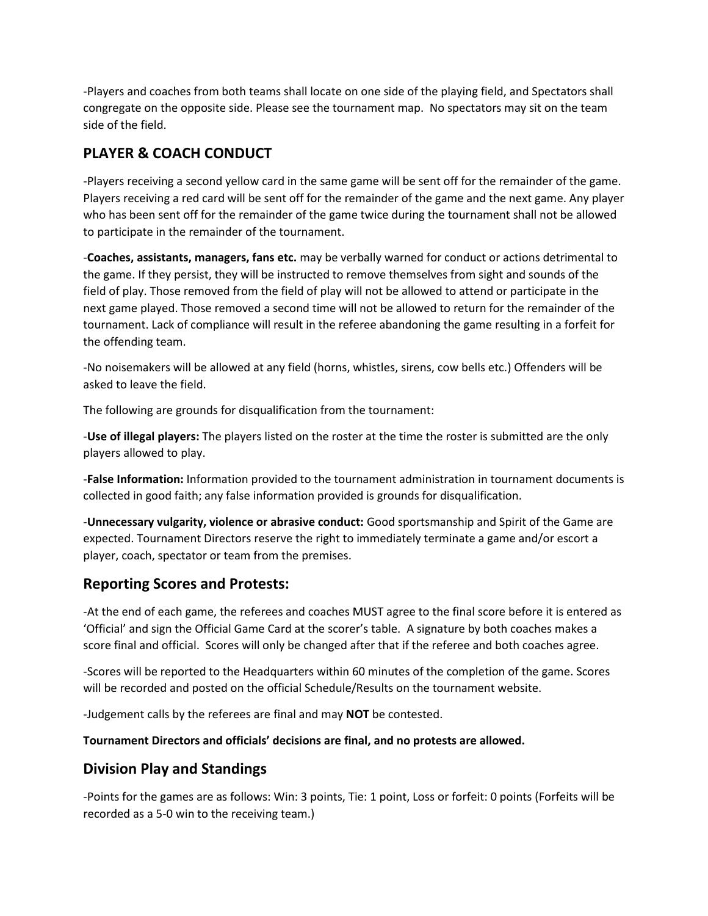-Players and coaches from both teams shall locate on one side of the playing field, and Spectators shall congregate on the opposite side. Please see the tournament map. No spectators may sit on the team side of the field.

## PLAYER & COACH CONDUCT

-Players receiving a second yellow card in the same game will be sent off for the remainder of the game. Players receiving a red card will be sent off for the remainder of the game and the next game. Any player who has been sent off for the remainder of the game twice during the tournament shall not be allowed to participate in the remainder of the tournament.

-**Coaches, assistants, managers, fans etc.** may be verbally warned for conduct or actions detrimental to the game. If they persist, they will be instructed to remove themselves from sight and sounds of the field of play. Those removed from the field of play will not be allowed to attend or participate in the next game played. Those removed a second time will not be allowed to return for the remainder of the tournament. Lack of compliance will result in the referee abandoning the game resulting in a forfeit for the offending team.

-No noisemakers will be allowed at any field (horns, whistles, sirens, cow bells etc.) Offenders will be asked to leave the field.

The following are grounds for disqualification from the tournament:

-**Use of illegal players:** The players listed on the roster at the time the roster is submitted are the only players allowed to play.

-**False Information:** Information provided to the tournament administration in tournament documents is collected in good faith; any false information provided is grounds for disqualification.

-**Unnecessary vulgarity, violence or abrasive conduct:** Good sportsmanship and Spirit of the Game are expected. Tournament Directors reserve the right to immediately terminate a game and/or escort a player, coach, spectator or team from the premises.

## Reporting Scores and Protests:

-At the end of each game, the referees and coaches MUST agree to the final score before it is entered as 'Official' and sign the Official Game Card at the scorer's table. A signature by both coaches makes a score final and official. Scores will only be changed after that if the referee and both coaches agree.

-Scores will be reported to the Headquarters within 60 minutes of the completion of the game. Scores will be recorded and posted on the official Schedule/Results on the tournament website.

-Judgement calls by the referees are final and may **NOT** be contested.

**Tournament Directors and officials' decisions are final, and no protests are allowed.**

## Division Play and Standings

-Points for the games are as follows: Win: 3 points, Tie: 1 point, Loss or forfeit: 0 points (Forfeits will be recorded as a 5-0 win to the receiving team.)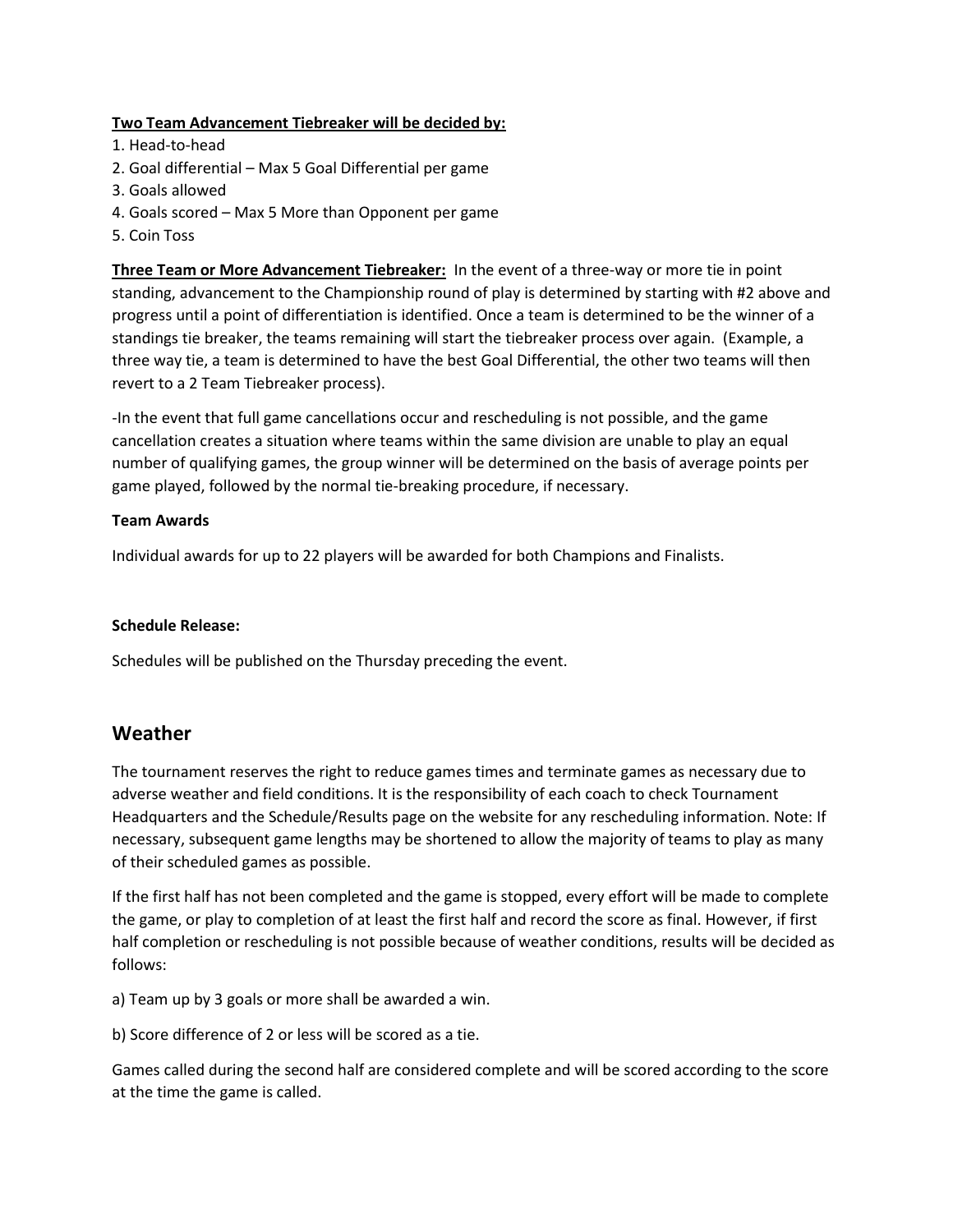**<u>Two Team Advancement Tiebreaker will be decided by:</u>**

1. Head-to-head
2. Goal differential – Max 5 Goal Differential per game
3. Goals allowed
4. Goals scored – Max 5 More than Opponent per game
5. Coin Toss

**<u>Three Team or More Advancement Tiebreaker:</u>** In the event of a three-way or more tie in point standing, advancement to the Championship round of play is determined by starting with #2 above and progress until a point of differentiation is identified. Once a team is determined to be the winner of a standings tie breaker, the teams remaining will start the tiebreaker process over again. (Example, a three way tie, a team is determined to have the best Goal Differential, the other two teams will then revert to a 2 Team Tiebreaker process).

-In the event that full game cancellations occur and rescheduling is not possible, and the game cancellation creates a situation where teams within the same division are unable to play an equal number of qualifying games, the group winner will be determined on the basis of average points per game played, followed by the normal tie-breaking procedure, if necessary.

**Team Awards**

Individual awards for up to 22 players will be awarded for both Champions and Finalists.

**Schedule Release:**

Schedules will be published on the Thursday preceding the event.

## Weather

The tournament reserves the right to reduce games times and terminate games as necessary due to adverse weather and field conditions. It is the responsibility of each coach to check Tournament Headquarters and the Schedule/Results page on the website for any rescheduling information. Note: If necessary, subsequent game lengths may be shortened to allow the majority of teams to play as many of their scheduled games as possible.

If the first half has not been completed and the game is stopped, every effort will be made to complete the game, or play to completion of at least the first half and record the score as final. However, if first half completion or rescheduling is not possible because of weather conditions, results will be decided as follows:

a) Team up by 3 goals or more shall be awarded a win.

b) Score difference of 2 or less will be scored as a tie.

Games called during the second half are considered complete and will be scored according to the score at the time the game is called.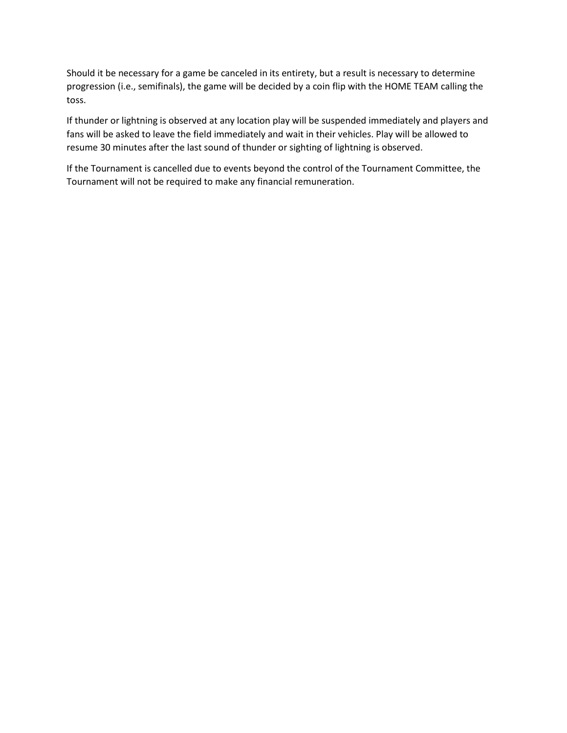Should it be necessary for a game be canceled in its entirety, but a result is necessary to determine progression (i.e., semifinals), the game will be decided by a coin flip with the HOME TEAM calling the toss.

If thunder or lightning is observed at any location play will be suspended immediately and players and fans will be asked to leave the field immediately and wait in their vehicles. Play will be allowed to resume 30 minutes after the last sound of thunder or sighting of lightning is observed.

If the Tournament is cancelled due to events beyond the control of the Tournament Committee, the Tournament will not be required to make any financial remuneration.